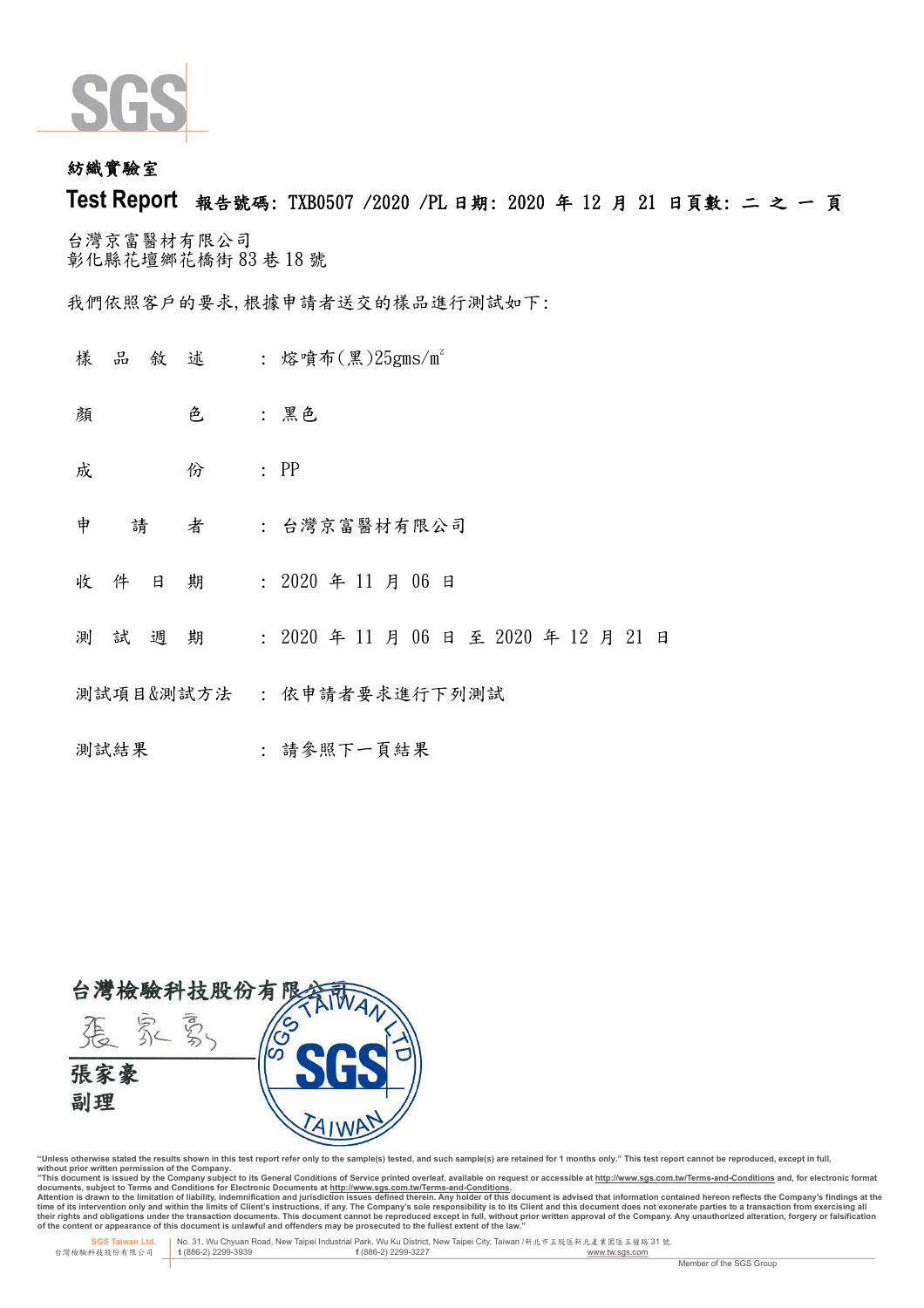SGS

紡織實驗室

**Test Report** **報告號碼: TXB0507 /2020 /PL 日期: 2020 年 12 月 21 日頁數: 二 之 一 頁**

台灣京富醫材有限公司
彰化縣花壇鄉花橋街 83 巷 18 號

我們依照客戶的要求,根據申請者送交的樣品進行測試如下:

| | | |
|---|---|---|
| 樣 品 敘 述 | : | 熔噴布(黑)25gms/m² |
| 顏 色 | : | 黑色 |
| 成 份 | : | PP |
| 申 請 者 | : | 台灣京富醫材有限公司 |
| 收 件 日 期 | : | 2020 年 11 月 06 日 |
| 測 試 週 期 | : | 2020 年 11 月 06 日 至 2020 年 12 月 21 日 |
| 測試項目&測試方法 | : | 依申請者要求進行下列測試 |
| 測試結果 | : | 請參照下一頁結果 |

台灣檢驗科技股份有限公司

張家豪
副理

"Unless otherwise stated the results shown in this test report refer only to the sample(s) tested, and such sample(s) are retained for 1 months only." This test report cannot be reproduced, except in full, without prior written permission of the Company.
"This document is issued by the Company subject to its General Conditions of Service printed overleaf, available on request or accessible at http://www.sgs.com.tw/Terms-and-Conditions and, for electronic format documents, subject to Terms and Conditions for Electronic Documents at http://www.sgs.com.tw/Terms-and-Conditions.
Attention is drawn to the limitation of liability, indemnification and jurisdiction issues defined therein. Any holder of this document is advised that information contained hereon reflects the Company's findings at the time of its intervention only and within the limits of Client's instructions, if any. The Company's sole responsibility is to its Client and this document does not exonerate parties to a transaction from exercising all their rights and obligations under the transaction documents. This document cannot be reproduced except in full, without prior written approval of the Company. Any unauthorized alteration, forgery or falsification of the content or appearance of this document is unlawful and offenders may be prosecuted to the fullest extent of the law."

SGS Taiwan Ltd. 台灣檢驗科技股份有限公司 | No. 31, Wu Chyuan Road, New Taipei Industrial Park, Wu Ku District, New Taipei City, Taiwan /新北市五股區新北產業園區五權路 31 號 t (886-2) 2299-3939 f (886-2) 2299-3227 www.tw.sgs.com

Member of the SGS Group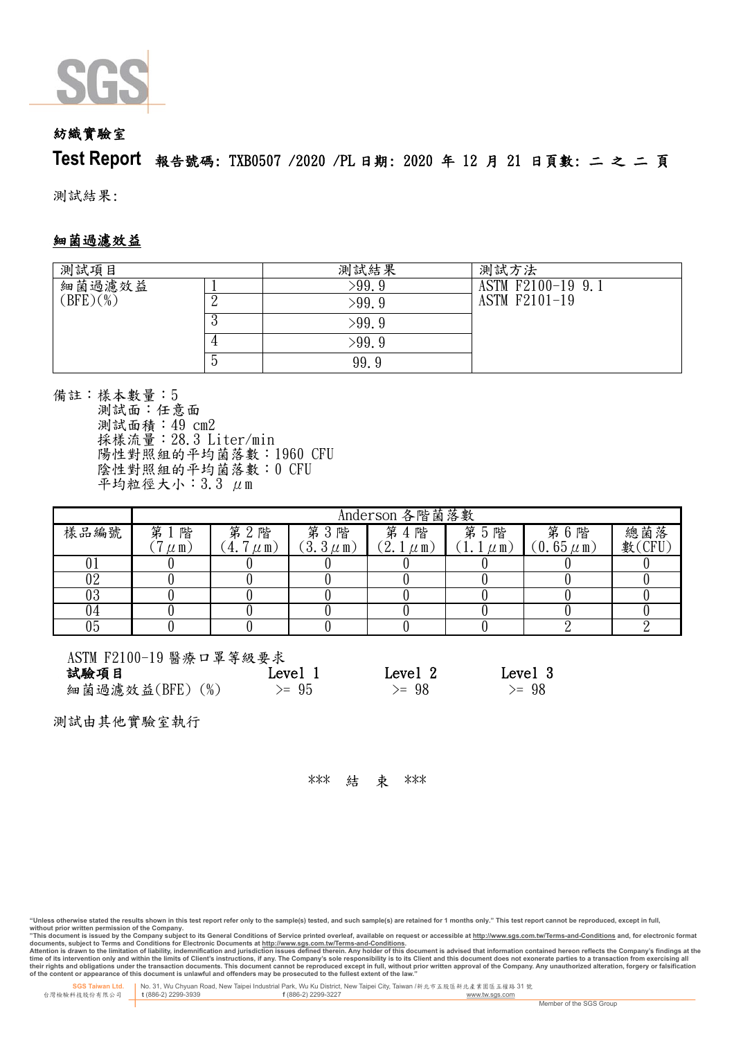紡織實驗室

**Test Report** 報告號碼: TXB0507 /2020 /PL 日期: 2020 年 12 月 21 日頁數: 二 之 二 頁

測試結果:

## 細菌過濾效益

| 測試項目 | | 測試結果 | 測試方法 |
|---|---|---|---|
| 細菌過濾效益(BFE)(%) | 1 | >99.9 | ASTM F2100-19 9.1<br>ASTM F2101-19 |
| | 2 | >99.9 | |
| | 3 | >99.9 | |
| | 4 | >99.9 | |
| | 5 | 99.9 | |

備註：樣本數量：5
測試面：任意面
測試面積：49 cm2
採樣流量：28.3 Liter/min
陽性對照組的平均菌落數：1960 CFU
陰性對照組的平均菌落數：0 CFU
平均粒徑大小：3.3 μm

| | Anderson 各階菌落數 | | | | | | |
|---|---|---|---|---|---|---|---|
| 樣品編號 | 第 1 階 (7μm) | 第 2 階 (4.7μm) | 第 3 階 (3.3μm) | 第 4 階 (2.1μm) | 第 5 階 (1.1μm) | 第 6 階 (0.65μm) | 總菌落數(CFU) |
| 01 | 0 | 0 | 0 | 0 | 0 | 0 | 0 |
| 02 | 0 | 0 | 0 | 0 | 0 | 0 | 0 |
| 03 | 0 | 0 | 0 | 0 | 0 | 0 | 0 |
| 04 | 0 | 0 | 0 | 0 | 0 | 0 | 0 |
| 05 | 0 | 0 | 0 | 0 | 0 | 2 | 2 |

ASTM F2100-19 醫療口罩等級要求

| **試驗項目** | Level 1 | Level 2 | Level 3 |
|---|---|---|---|
| 細菌過濾效益(BFE) (%) | >= 95 | >= 98 | >= 98 |

測試由其他實驗室執行

*** 結 束 ***

"Unless otherwise stated the results shown in this test report refer only to the sample(s) tested, and such sample(s) are retained for 1 months only." This test report cannot be reproduced, except in full, without prior written permission of the Company.
"This document is issued by the Company subject to its General Conditions of Service printed overleaf, available on request or accessible at http://www.sgs.com.tw/Terms-and-Conditions and, for electronic format documents, subject to Terms and Conditions for Electronic Documents at http://www.sgs.com.tw/Terms-and-Conditions.
Attention is drawn to the limitation of liability, indemnification and jurisdiction issues defined therein. Any holder of this document is advised that information contained hereon reflects the Company's findings at the time of its intervention only and within the limits of Client's instructions, if any. The Company's sole responsibility is to its Client and this document does not exonerate parties to a transaction from exercising all their rights and obligations under the transaction documents. This document cannot be reproduced except in full, without prior written approval of the Company. Any unauthorized alteration, forgery or falsification of the content or appearance of this document is unlawful and offenders may be prosecuted to the fullest extent of the law."

SGS Taiwan Ltd. 台灣檢驗科技股份有限公司 | No. 31, Wu Chyuan Road, New Taipei Industrial Park, Wu Ku District, New Taipei City, Taiwan /新北市五股區新北產業園區五權路 31 號 t (886-2) 2299-3939 f (886-2) 2299-3227 www.tw.sgs.com

Member of the SGS Group